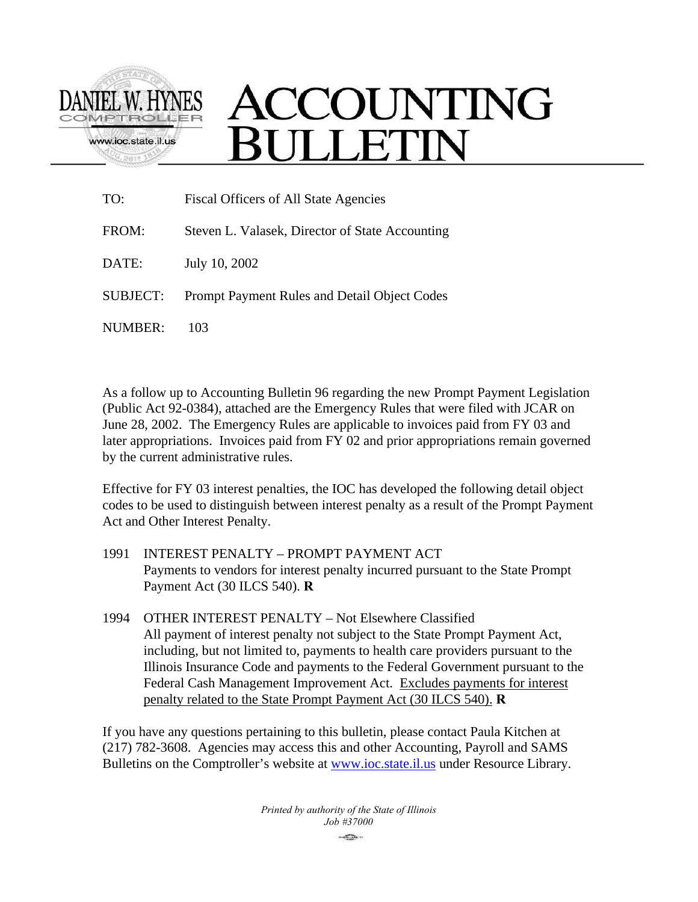DANIEL W. HYNES
COMPTROLLER
www.ioc.state.il.us

# ACCOUNTING BULLETIN

| | |
|---|---|
| TO: | Fiscal Officers of All State Agencies |
| FROM: | Steven L. Valasek, Director of State Accounting |
| DATE: | July 10, 2002 |
| SUBJECT: | Prompt Payment Rules and Detail Object Codes |
| NUMBER: | 103 |

As a follow up to Accounting Bulletin 96 regarding the new Prompt Payment Legislation (Public Act 92-0384), attached are the Emergency Rules that were filed with JCAR on June 28, 2002. The Emergency Rules are applicable to invoices paid from FY 03 and later appropriations. Invoices paid from FY 02 and prior appropriations remain governed by the current administrative rules.

Effective for FY 03 interest penalties, the IOC has developed the following detail object codes to be used to distinguish between interest penalty as a result of the Prompt Payment Act and Other Interest Penalty.

1991 INTEREST PENALTY – PROMPT PAYMENT ACT
Payments to vendors for interest penalty incurred pursuant to the State Prompt Payment Act (30 ILCS 540). **R**

1994 OTHER INTEREST PENALTY – Not Elsewhere Classified
All payment of interest penalty not subject to the State Prompt Payment Act, including, but not limited to, payments to health care providers pursuant to the Illinois Insurance Code and payments to the Federal Government pursuant to the Federal Cash Management Improvement Act. Excludes payments for interest penalty related to the State Prompt Payment Act (30 ILCS 540). **R**

If you have any questions pertaining to this bulletin, please contact Paula Kitchen at (217) 782-3608. Agencies may access this and other Accounting, Payroll and SAMS Bulletins on the Comptroller's website at www.ioc.state.il.us under Resource Library.

*Printed by authority of the State of Illinois*
*Job #37000*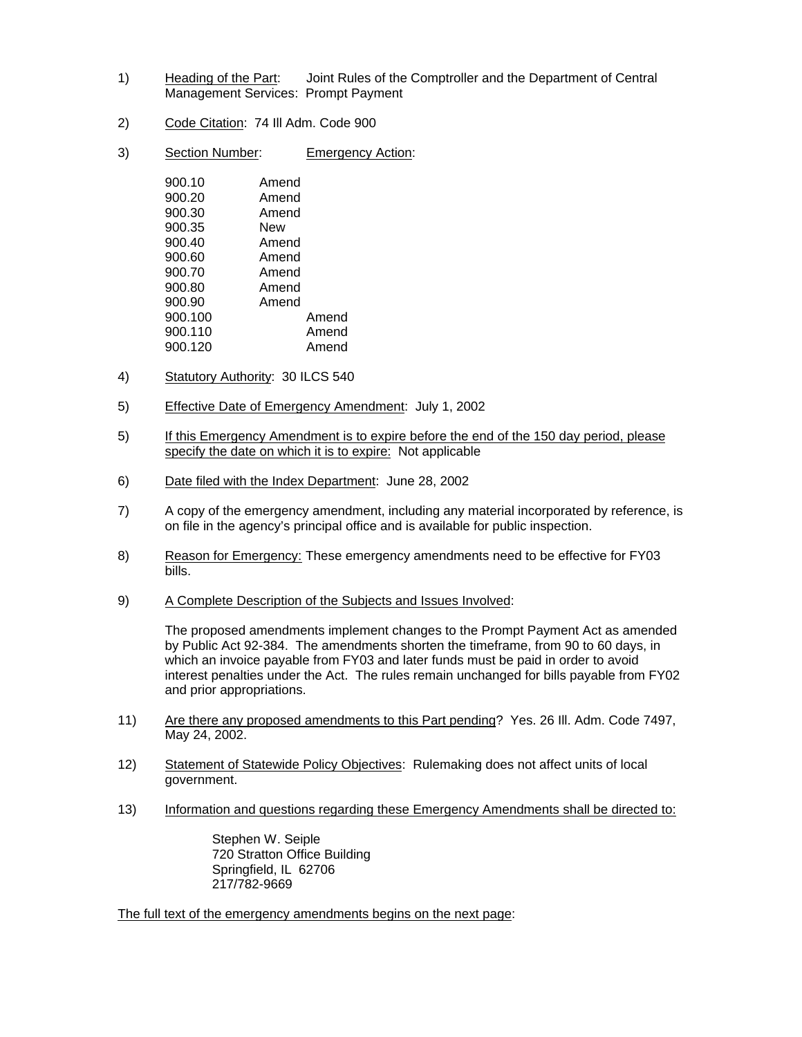1) Heading of the Part: Joint Rules of the Comptroller and the Department of Central Management Services: Prompt Payment

2) Code Citation: 74 Ill Adm. Code 900

3) Section Number: Emergency Action:

| Section Number | Emergency Action |
|---|---|
| 900.10 | Amend |
| 900.20 | Amend |
| 900.30 | Amend |
| 900.35 | New |
| 900.40 | Amend |
| 900.60 | Amend |
| 900.70 | Amend |
| 900.80 | Amend |
| 900.90 | Amend |
| 900.100 | Amend |
| 900.110 | Amend |
| 900.120 | Amend |

4) Statutory Authority: 30 ILCS 540

5) Effective Date of Emergency Amendment: July 1, 2002

5) If this Emergency Amendment is to expire before the end of the 150 day period, please specify the date on which it is to expire: Not applicable

6) Date filed with the Index Department: June 28, 2002

7) A copy of the emergency amendment, including any material incorporated by reference, is on file in the agency's principal office and is available for public inspection.

8) Reason for Emergency: These emergency amendments need to be effective for FY03 bills.

9) A Complete Description of the Subjects and Issues Involved:

   The proposed amendments implement changes to the Prompt Payment Act as amended by Public Act 92-384. The amendments shorten the timeframe, from 90 to 60 days, in which an invoice payable from FY03 and later funds must be paid in order to avoid interest penalties under the Act. The rules remain unchanged for bills payable from FY02 and prior appropriations.

11) Are there any proposed amendments to this Part pending? Yes. 26 Ill. Adm. Code 7497, May 24, 2002.

12) Statement of Statewide Policy Objectives: Rulemaking does not affect units of local government.

13) Information and questions regarding these Emergency Amendments shall be directed to:

    Stephen W. Seiple
    720 Stratton Office Building
    Springfield, IL 62706
    217/782-9669

The full text of the emergency amendments begins on the next page: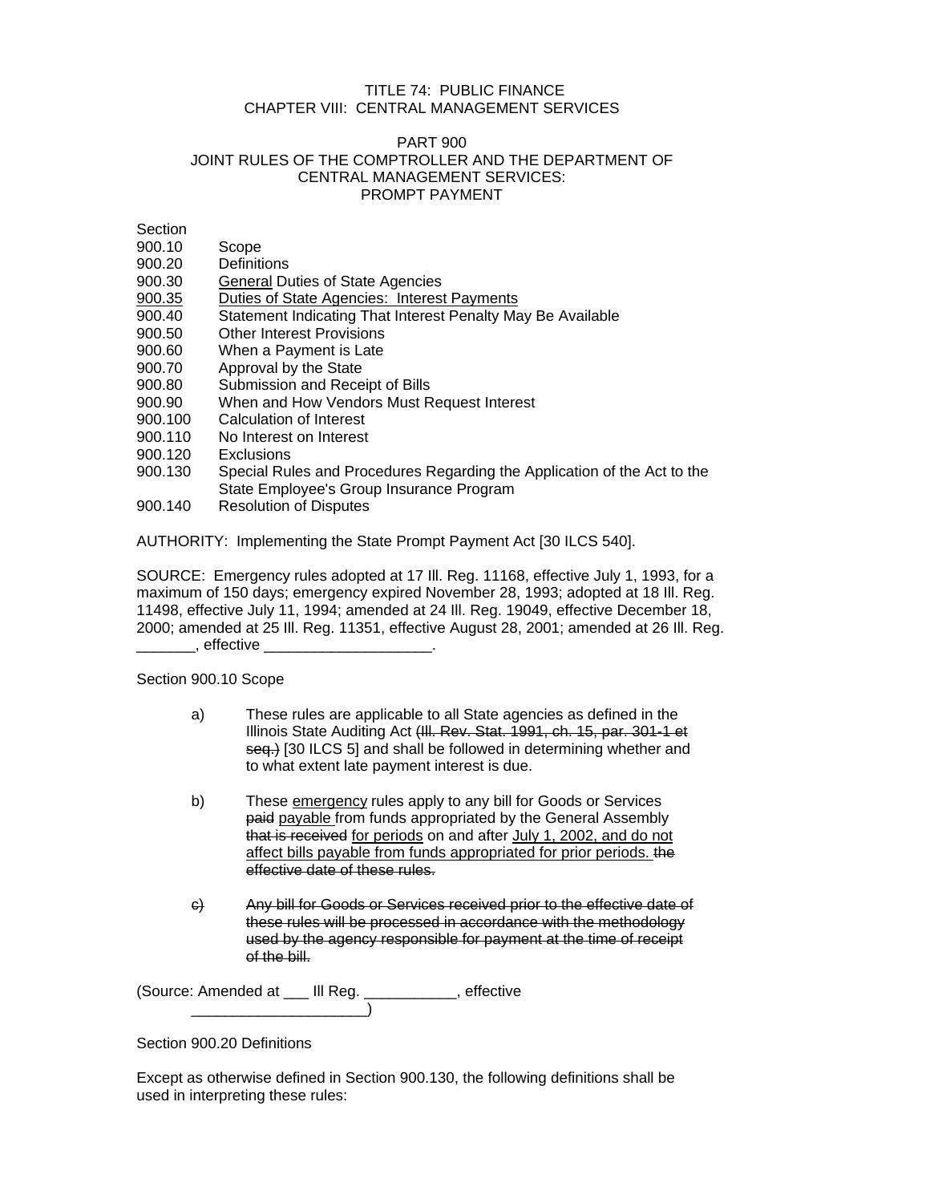TITLE 74: PUBLIC FINANCE
CHAPTER VIII: CENTRAL MANAGEMENT SERVICES

PART 900
JOINT RULES OF THE COMPTROLLER AND THE DEPARTMENT OF CENTRAL MANAGEMENT SERVICES:
PROMPT PAYMENT

Section
900.10 Scope
900.20 Definitions
900.30 <u>General</u> Duties of State Agencies
<u>900.35</u> <u>Duties of State Agencies: Interest Payments</u>
900.40 Statement Indicating That Interest Penalty May Be Available
900.50 Other Interest Provisions
900.60 When a Payment is Late
900.70 Approval by the State
900.80 Submission and Receipt of Bills
900.90 When and How Vendors Must Request Interest
900.100 Calculation of Interest
900.110 No Interest on Interest
900.120 Exclusions
900.130 Special Rules and Procedures Regarding the Application of the Act to the State Employee's Group Insurance Program
900.140 Resolution of Disputes

AUTHORITY: Implementing the State Prompt Payment Act [30 ILCS 540].

SOURCE: Emergency rules adopted at 17 Ill. Reg. 11168, effective July 1, 1993, for a maximum of 150 days; emergency expired November 28, 1993; adopted at 18 Ill. Reg. 11498, effective July 11, 1994; amended at 24 Ill. Reg. 19049, effective December 18, 2000; amended at 25 Ill. Reg. 11351, effective August 28, 2001; amended at 26 Ill. Reg. _______, effective ___________________.

Section 900.10 Scope

a) These rules are applicable to all State agencies as defined in the Illinois State Auditing Act ~~(Ill. Rev. Stat. 1991, ch. 15, par. 301-1 et seq.)~~ [30 ILCS 5] and shall be followed in determining whether and to what extent late payment interest is due.

b) These <u>emergency</u> rules apply to any bill for Goods or Services ~~paid~~ <u>payable</u> from funds appropriated by the General Assembly ~~that is received~~ <u>for periods</u> on and after <u>July 1, 2002, and do not affect bills payable from funds appropriated for prior periods.</u> ~~the effective date of these rules.~~

~~c) Any bill for Goods or Services received prior to the effective date of these rules will be processed in accordance with the methodology used by the agency responsible for payment at the time of receipt of the bill.~~

(Source: Amended at ___ Ill Reg. ___________, effective ____________________)

Section 900.20 Definitions

Except as otherwise defined in Section 900.130, the following definitions shall be used in interpreting these rules: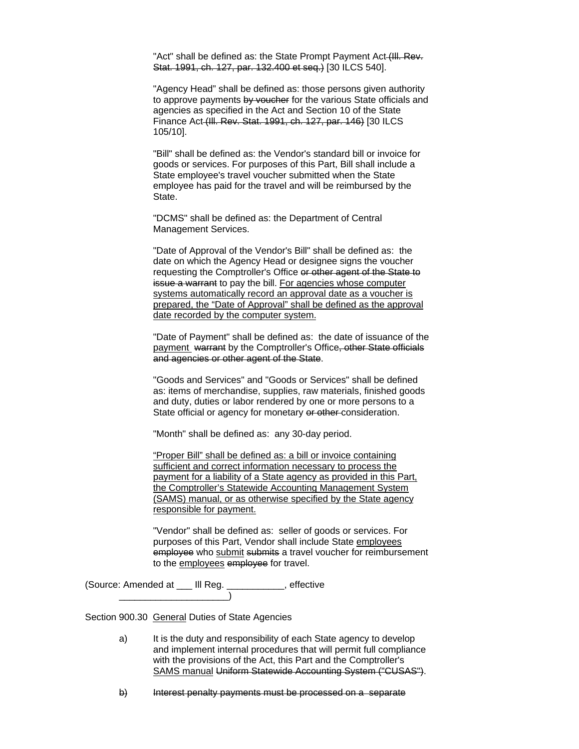"Act" shall be defined as: the State Prompt Payment Act ~~(Ill. Rev. Stat. 1991, ch. 127, par. 132.400 et seq.)~~ [30 ILCS 540].

"Agency Head" shall be defined as: those persons given authority to approve payments ~~by voucher~~ for the various State officials and agencies as specified in the Act and Section 10 of the State Finance Act ~~(Ill. Rev. Stat. 1991, ch. 127, par. 146)~~ [30 ILCS 105/10].

"Bill" shall be defined as: the Vendor's standard bill or invoice for goods or services. For purposes of this Part, Bill shall include a State employee's travel voucher submitted when the State employee has paid for the travel and will be reimbursed by the State.

"DCMS" shall be defined as: the Department of Central Management Services.

"Date of Approval of the Vendor's Bill" shall be defined as: the date on which the Agency Head or designee signs the voucher requesting the Comptroller's Office ~~or other agent of the State to issue a warrant~~ to pay the bill. <u>For agencies whose computer systems automatically record an approval date as a voucher is prepared, the "Date of Approval" shall be defined as the approval date recorded by the computer system.</u>

"Date of Payment" shall be defined as: the date of issuance of the <u>payment</u> ~~warrant~~ by the Comptroller's Office~~, other State officials and agencies or other agent of the State~~.

"Goods and Services" and "Goods or Services" shall be defined as: items of merchandise, supplies, raw materials, finished goods and duty, duties or labor rendered by one or more persons to a State official or agency for monetary ~~or other~~ consideration.

"Month" shall be defined as: any 30-day period.

<u>"Proper Bill" shall be defined as: a bill or invoice containing sufficient and correct information necessary to process the payment for a liability of a State agency as provided in this Part, the Comptroller's Statewide Accounting Management System (SAMS) manual, or as otherwise specified by the State agency responsible for payment.</u>

"Vendor" shall be defined as: seller of goods or services. For purposes of this Part, Vendor shall include State <u>employees</u> ~~employee~~ who <u>submit</u> ~~submits~~ a travel voucher for reimbursement to the <u>employees</u> ~~employee~~ for travel.

(Source: Amended at ___ Ill Reg. ___________, effective ____________________)

Section 900.30 <u>General</u> Duties of State Agencies

a) It is the duty and responsibility of each State agency to develop and implement internal procedures that will permit full compliance with the provisions of the Act, this Part and the Comptroller's <u>SAMS manual</u> ~~Uniform Statewide Accounting System ("CUSAS")~~.

~~b) Interest penalty payments must be processed on a separate~~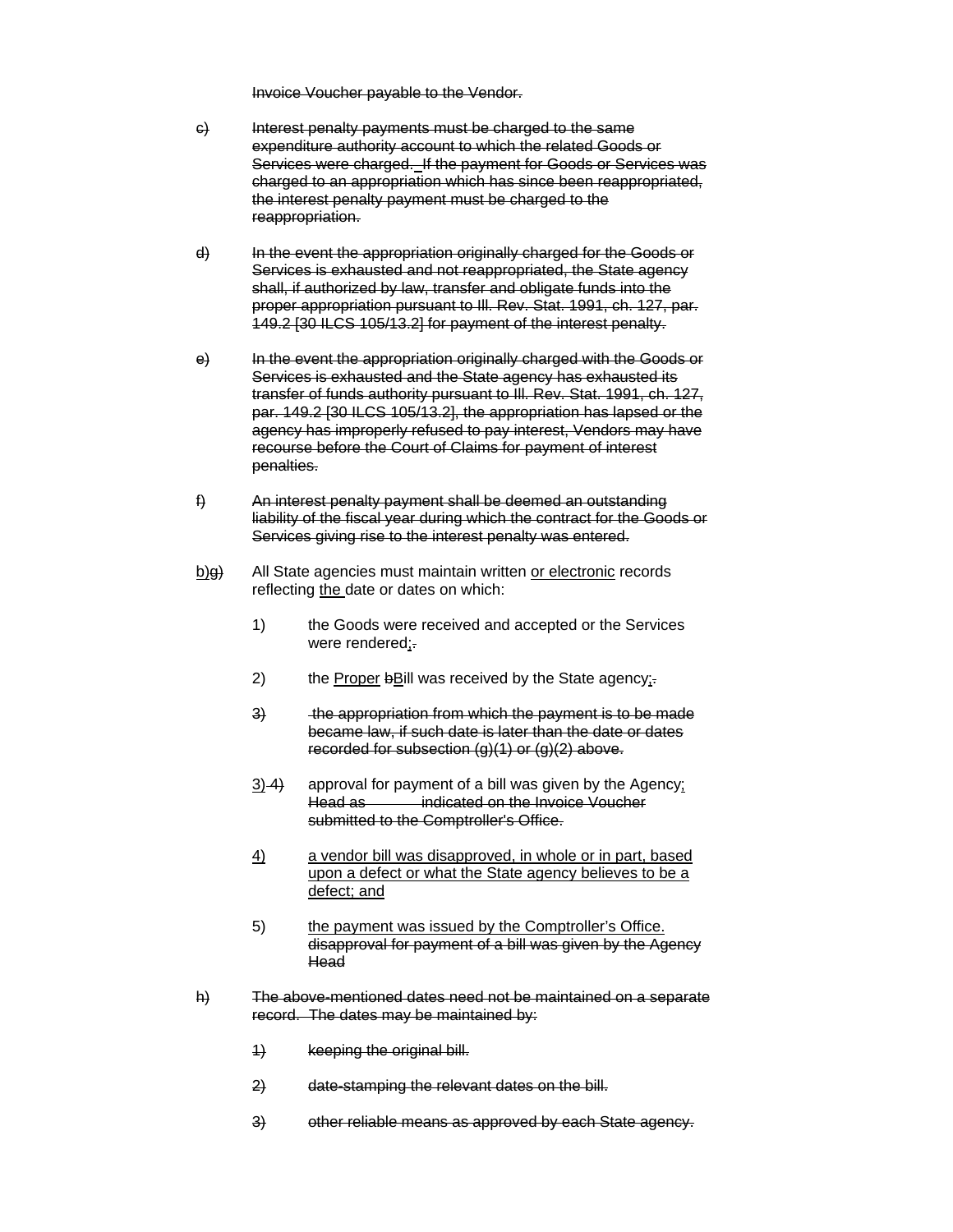~~Invoice Voucher payable to the Vendor.~~

~~c)~~ ~~Interest penalty payments must be charged to the same expenditure authority account to which the related Goods or Services were charged. If the payment for Goods or Services was charged to an appropriation which has since been reappropriated, the interest penalty payment must be charged to the reappropriation.~~

~~d)~~ ~~In the event the appropriation originally charged for the Goods or Services is exhausted and not reappropriated, the State agency shall, if authorized by law, transfer and obligate funds into the proper appropriation pursuant to Ill. Rev. Stat. 1991, ch. 127, par. 149.2 [30 ILCS 105/13.2] for payment of the interest penalty.~~

~~e)~~ ~~In the event the appropriation originally charged with the Goods or Services is exhausted and the State agency has exhausted its transfer of funds authority pursuant to Ill. Rev. Stat. 1991, ch. 127, par. 149.2 [30 ILCS 105/13.2], the appropriation has lapsed or the agency has improperly refused to pay interest, Vendors may have recourse before the Court of Claims for payment of interest penalties.~~

~~f)~~ ~~An interest penalty payment shall be deemed an outstanding liability of the fiscal year during which the contract for the Goods or Services giving rise to the interest penalty was entered.~~

<u>b)</u>~~g)~~ All State agencies must maintain written <u>or electronic</u> records reflecting <u>the</u> date or dates on which:

1) the Goods were received and accepted or the Services were rendered<u>;</u>~~.~~

2) the <u>Proper</u> ~~b~~<u>B</u>ill was received by the State agency<u>;</u>~~.~~

~~3)~~ ~~the appropriation from which the payment is to be made became law, if such date is later than the date or dates recorded for subsection (g)(1) or (g)(2) above.~~

<u>3)</u> ~~4)~~ approval for payment of a bill was given by the Agency<u>;</u> ~~Head as indicated on the Invoice Voucher submitted to the Comptroller's Office.~~

<u>4)</u> <u>a vendor bill was disapproved, in whole or in part, based upon a defect or what the State agency believes to be a defect; and</u>

5) <u>the payment was issued by the Comptroller's Office.</u> ~~disapproval for payment of a bill was given by the Agency Head~~

~~h)~~ ~~The above-mentioned dates need not be maintained on a separate record. The dates may be maintained by:~~

~~1)~~ ~~keeping the original bill.~~

~~2)~~ ~~date-stamping the relevant dates on the bill.~~

~~3)~~ ~~other reliable means as approved by each State agency.~~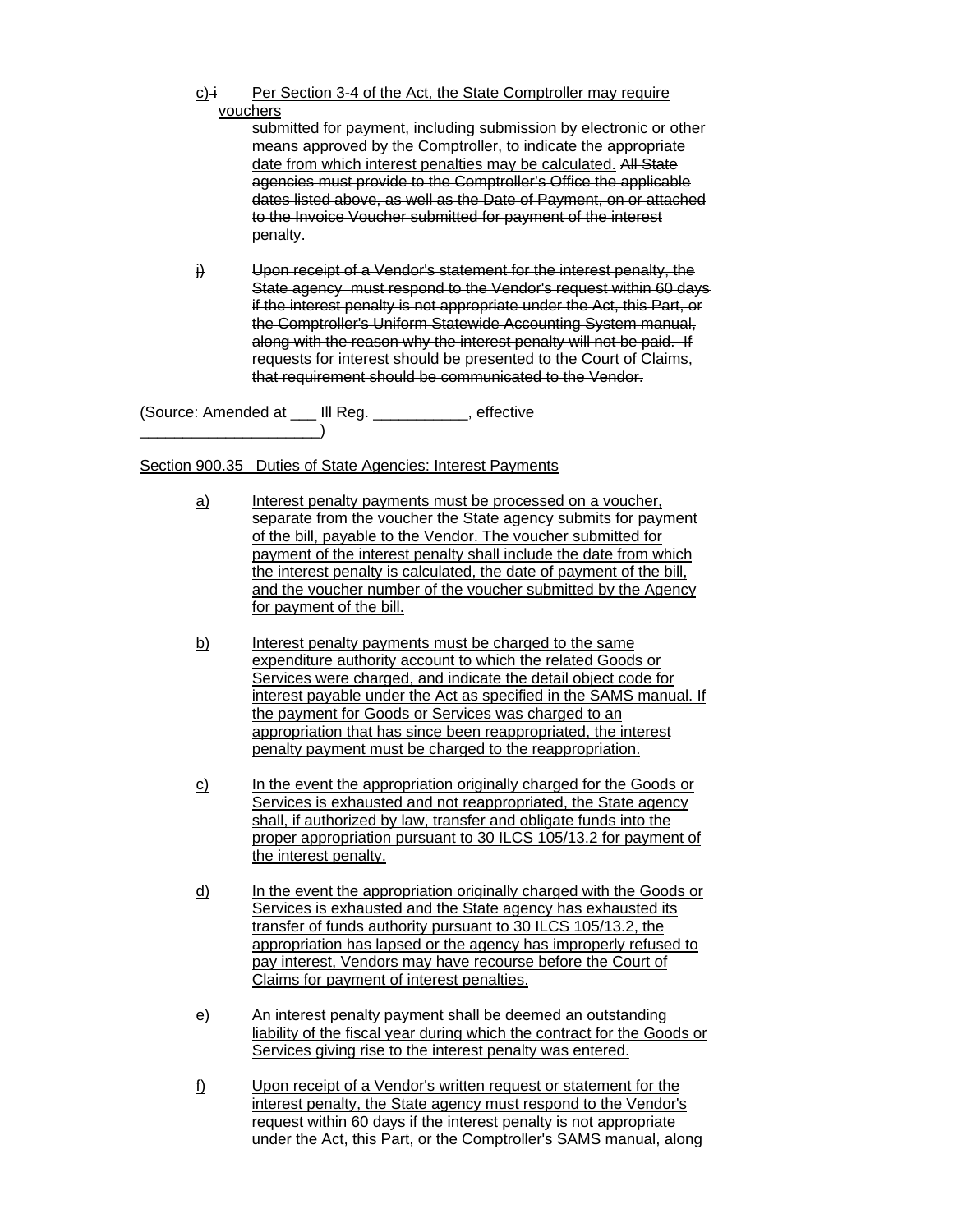c) i Per Section 3-4 of the Act, the State Comptroller may require vouchers submitted for payment, including submission by electronic or other means approved by the Comptroller, to indicate the appropriate date from which interest penalties may be calculated. ~~All State agencies must provide to the Comptroller's Office the applicable dates listed above, as well as the Date of Payment, on or attached to the Invoice Voucher submitted for payment of the interest penalty.~~

~~j) Upon receipt of a Vendor's statement for the interest penalty, the State agency must respond to the Vendor's request within 60 days if the interest penalty is not appropriate under the Act, this Part, or the Comptroller's Uniform Statewide Accounting System manual, along with the reason why the interest penalty will not be paid. If requests for interest should be presented to the Court of Claims, that requirement should be communicated to the Vendor.~~

(Source: Amended at ___ Ill Reg. ___________, effective _____________________)

Section 900.35 Duties of State Agencies: Interest Payments

a) Interest penalty payments must be processed on a voucher, separate from the voucher the State agency submits for payment of the bill, payable to the Vendor. The voucher submitted for payment of the interest penalty shall include the date from which the interest penalty is calculated, the date of payment of the bill, and the voucher number of the voucher submitted by the Agency for payment of the bill.

b) Interest penalty payments must be charged to the same expenditure authority account to which the related Goods or Services were charged, and indicate the detail object code for interest payable under the Act as specified in the SAMS manual. If the payment for Goods or Services was charged to an appropriation that has since been reappropriated, the interest penalty payment must be charged to the reappropriation.

c) In the event the appropriation originally charged for the Goods or Services is exhausted and not reappropriated, the State agency shall, if authorized by law, transfer and obligate funds into the proper appropriation pursuant to 30 ILCS 105/13.2 for payment of the interest penalty.

d) In the event the appropriation originally charged with the Goods or Services is exhausted and the State agency has exhausted its transfer of funds authority pursuant to 30 ILCS 105/13.2, the appropriation has lapsed or the agency has improperly refused to pay interest, Vendors may have recourse before the Court of Claims for payment of interest penalties.

e) An interest penalty payment shall be deemed an outstanding liability of the fiscal year during which the contract for the Goods or Services giving rise to the interest penalty was entered.

f) Upon receipt of a Vendor's written request or statement for the interest penalty, the State agency must respond to the Vendor's request within 60 days if the interest penalty is not appropriate under the Act, this Part, or the Comptroller's SAMS manual, along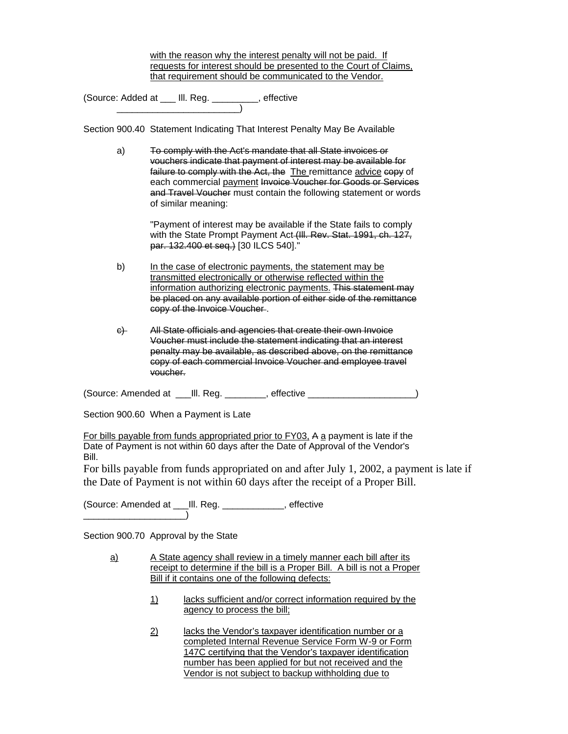with the reason why the interest penalty will not be paid. If requests for interest should be presented to the Court of Claims, that requirement should be communicated to the Vendor.

(Source: Added at ___ Ill. Reg. _________, effective ________________________)

Section 900.40 Statement Indicating That Interest Penalty May Be Available

a) ~~To comply with the Act's mandate that all State invoices or vouchers indicate that payment of interest may be available for failure to comply with the Act, the~~ The remittance advice ~~copy~~ of each commercial payment ~~Invoice Voucher for Goods or Services and Travel Voucher~~ must contain the following statement or words of similar meaning:

"Payment of interest may be available if the State fails to comply with the State Prompt Payment Act ~~(Ill. Rev. Stat. 1991, ch. 127, par. 132.400 et seq.)~~ [30 ILCS 540]."

b) In the case of electronic payments, the statement may be transmitted electronically or otherwise reflected within the information authorizing electronic payments. ~~This statement may be placed on any available portion of either side of the remittance copy of the Invoice Voucher~~ .

~~c) All State officials and agencies that create their own Invoice Voucher must include the statement indicating that an interest penalty may be available, as described above, on the remittance copy of each commercial Invoice Voucher and employee travel voucher.~~

(Source: Amended at ___Ill. Reg. ________, effective _____________________)

Section 900.60 When a Payment is Late

For bills payable from funds appropriated prior to FY03, ~~A~~ a payment is late if the Date of Payment is not within 60 days after the Date of Approval of the Vendor's Bill.

For bills payable from funds appropriated on and after July 1, 2002, a payment is late if the Date of Payment is not within 60 days after the receipt of a Proper Bill.

(Source: Amended at ___Ill. Reg. ____________, effective ____________________)

Section 900.70 Approval by the State

a) A State agency shall review in a timely manner each bill after its receipt to determine if the bill is a Proper Bill. A bill is not a Proper Bill if it contains one of the following defects:

1) lacks sufficient and/or correct information required by the agency to process the bill;

2) lacks the Vendor's taxpayer identification number or a completed Internal Revenue Service Form W-9 or Form 147C certifying that the Vendor's taxpayer identification number has been applied for but not received and the Vendor is not subject to backup withholding due to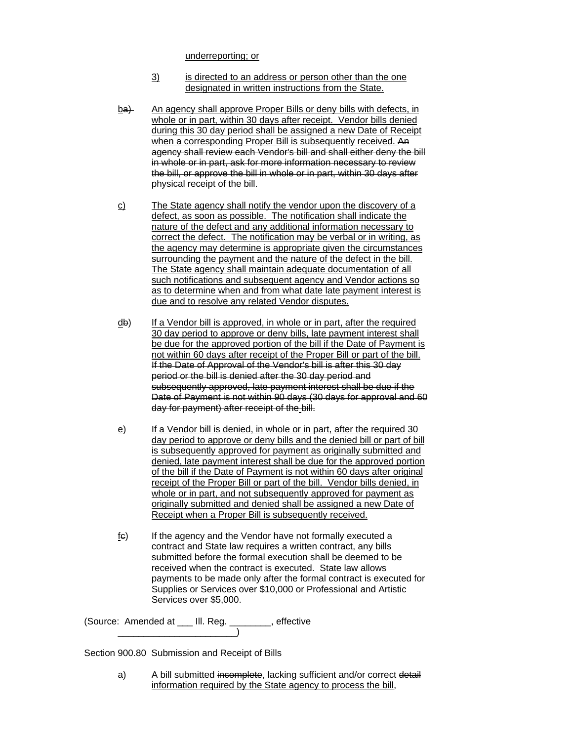underreporting; or

3) is directed to an address or person other than the one designated in written instructions from the State.

ba) An agency shall approve Proper Bills or deny bills with defects, in whole or in part, within 30 days after receipt. Vendor bills denied during this 30 day period shall be assigned a new Date of Receipt when a corresponding Proper Bill is subsequently received. An agency shall review each Vendor's bill and shall either deny the bill in whole or in part, ask for more information necessary to review the bill, or approve the bill in whole or in part, within 30 days after physical receipt of the bill.

c) The State agency shall notify the vendor upon the discovery of a defect, as soon as possible. The notification shall indicate the nature of the defect and any additional information necessary to correct the defect. The notification may be verbal or in writing, as the agency may determine is appropriate given the circumstances surrounding the payment and the nature of the defect in the bill. The State agency shall maintain adequate documentation of all such notifications and subsequent agency and Vendor actions so as to determine when and from what date late payment interest is due and to resolve any related Vendor disputes.

db) If a Vendor bill is approved, in whole or in part, after the required 30 day period to approve or deny bills, late payment interest shall be due for the approved portion of the bill if the Date of Payment is not within 60 days after receipt of the Proper Bill or part of the bill. If the Date of Approval of the Vendor's bill is after this 30 day period or the bill is denied after the 30 day period and subsequently approved, late payment interest shall be due if the Date of Payment is not within 90 days (30 days for approval and 60 day for payment) after receipt of the bill.

e) If a Vendor bill is denied, in whole or in part, after the required 30 day period to approve or deny bills and the denied bill or part of bill is subsequently approved for payment as originally submitted and denied, late payment interest shall be due for the approved portion of the bill if the Date of Payment is not within 60 days after original receipt of the Proper Bill or part of the bill. Vendor bills denied, in whole or in part, and not subsequently approved for payment as originally submitted and denied shall be assigned a new Date of Receipt when a Proper Bill is subsequently received.

fc) If the agency and the Vendor have not formally executed a contract and State law requires a written contract, any bills submitted before the formal execution shall be deemed to be received when the contract is executed. State law allows payments to be made only after the formal contract is executed for Supplies or Services over $10,000 or Professional and Artistic Services over $5,000.

(Source: Amended at ___ Ill. Reg. ________, effective _______________________)

Section 900.80 Submission and Receipt of Bills

a) A bill submitted incomplete, lacking sufficient and/or correct detail information required by the State agency to process the bill,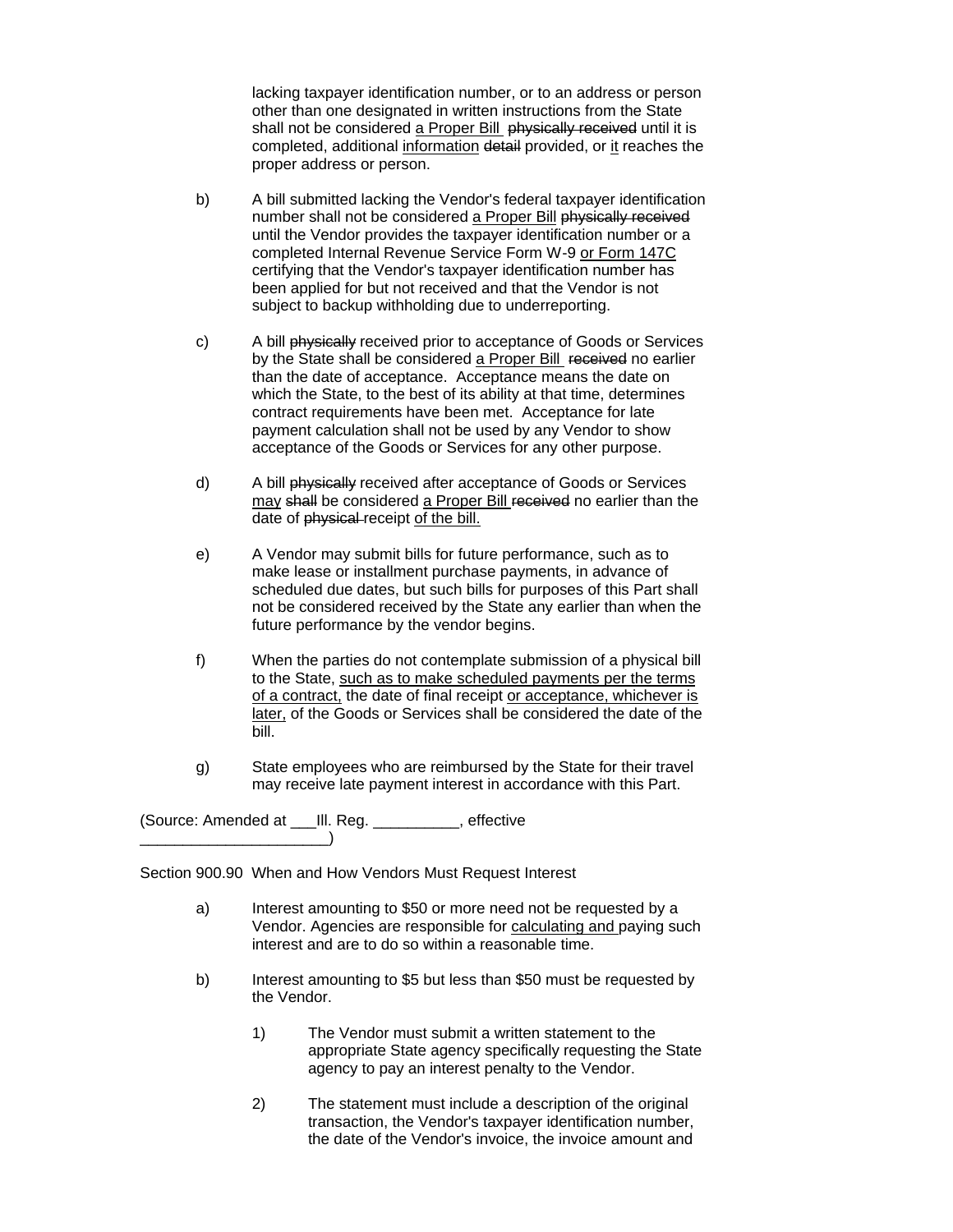lacking taxpayer identification number, or to an address or person other than one designated in written instructions from the State shall not be considered <u>a Proper Bill</u> ~~physically received~~ until it is completed, additional <u>information</u> ~~detail~~ provided, or <u>it</u> reaches the proper address or person.

b) A bill submitted lacking the Vendor's federal taxpayer identification number shall not be considered <u>a Proper Bill</u> ~~physically received~~ until the Vendor provides the taxpayer identification number or a completed Internal Revenue Service Form W-9 <u>or Form 147C</u> certifying that the Vendor's taxpayer identification number has been applied for but not received and that the Vendor is not subject to backup withholding due to underreporting.

c) A bill ~~physically~~ received prior to acceptance of Goods or Services by the State shall be considered <u>a Proper Bill</u> ~~received~~ no earlier than the date of acceptance. Acceptance means the date on which the State, to the best of its ability at that time, determines contract requirements have been met. Acceptance for late payment calculation shall not be used by any Vendor to show acceptance of the Goods or Services for any other purpose.

d) A bill ~~physically~~ received after acceptance of Goods or Services <u>may</u> ~~shall~~ be considered <u>a Proper Bill</u> ~~received~~ no earlier than the date of ~~physical~~ receipt <u>of the bill.</u>

e) A Vendor may submit bills for future performance, such as to make lease or installment purchase payments, in advance of scheduled due dates, but such bills for purposes of this Part shall not be considered received by the State any earlier than when the future performance by the vendor begins.

f) When the parties do not contemplate submission of a physical bill to the State, <u>such as to make scheduled payments per the terms of a contract,</u> the date of final receipt <u>or acceptance, whichever is later,</u> of the Goods or Services shall be considered the date of the bill.

g) State employees who are reimbursed by the State for their travel may receive late payment interest in accordance with this Part.

(Source: Amended at ___Ill. Reg. __________, effective ______________________)

Section 900.90 When and How Vendors Must Request Interest

a) Interest amounting to $50 or more need not be requested by a Vendor. Agencies are responsible for <u>calculating and</u> paying such interest and are to do so within a reasonable time.

b) Interest amounting to $5 but less than $50 must be requested by the Vendor.

1) The Vendor must submit a written statement to the appropriate State agency specifically requesting the State agency to pay an interest penalty to the Vendor.

2) The statement must include a description of the original transaction, the Vendor's taxpayer identification number, the date of the Vendor's invoice, the invoice amount and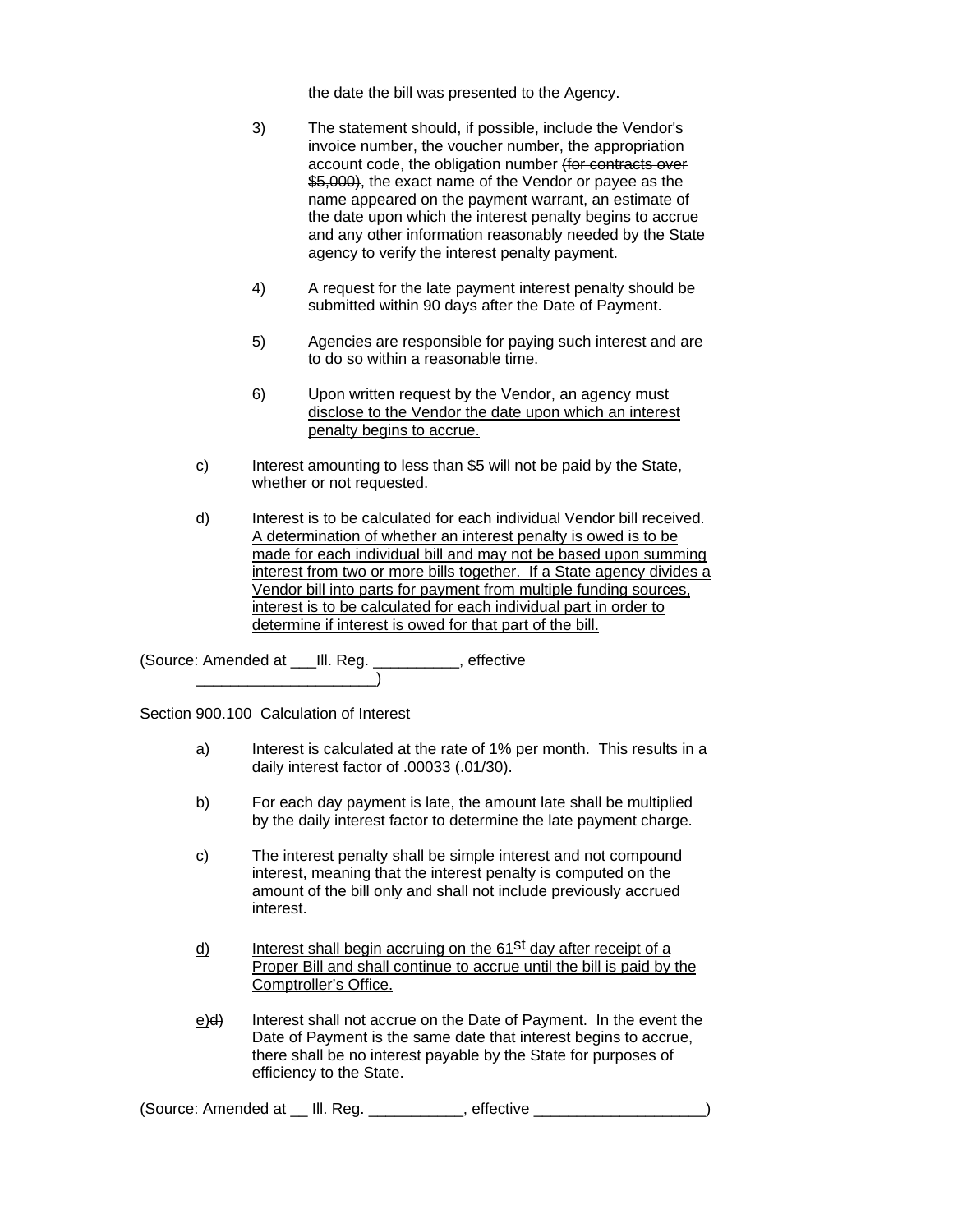the date the bill was presented to the Agency.

3) The statement should, if possible, include the Vendor's invoice number, the voucher number, the appropriation account code, the obligation number ~~(for contracts over $5,000)~~, the exact name of the Vendor or payee as the name appeared on the payment warrant, an estimate of the date upon which the interest penalty begins to accrue and any other information reasonably needed by the State agency to verify the interest penalty payment.

4) A request for the late payment interest penalty should be submitted within 90 days after the Date of Payment.

5) Agencies are responsible for paying such interest and are to do so within a reasonable time.

<u>6)</u> <u>Upon written request by the Vendor, an agency must disclose to the Vendor the date upon which an interest penalty begins to accrue.</u>

c) Interest amounting to less than $5 will not be paid by the State, whether or not requested.

<u>d)</u> <u>Interest is to be calculated for each individual Vendor bill received. A determination of whether an interest penalty is owed is to be made for each individual bill and may not be based upon summing interest from two or more bills together. If a State agency divides a Vendor bill into parts for payment from multiple funding sources, interest is to be calculated for each individual part in order to determine if interest is owed for that part of the bill.</u>

(Source: Amended at ___Ill. Reg. __________, effective _____________________)

Section 900.100 Calculation of Interest

a) Interest is calculated at the rate of 1% per month. This results in a daily interest factor of .00033 (.01/30).

b) For each day payment is late, the amount late shall be multiplied by the daily interest factor to determine the late payment charge.

c) The interest penalty shall be simple interest and not compound interest, meaning that the interest penalty is computed on the amount of the bill only and shall not include previously accrued interest.

<u>d)</u> <u>Interest shall begin accruing on the 61st day after receipt of a Proper Bill and shall continue to accrue until the bill is paid by the Comptroller's Office.</u>

<u>e)</u>~~d)~~ Interest shall not accrue on the Date of Payment. In the event the Date of Payment is the same date that interest begins to accrue, there shall be no interest payable by the State for purposes of efficiency to the State.

(Source: Amended at __ Ill. Reg. ___________, effective ____________________)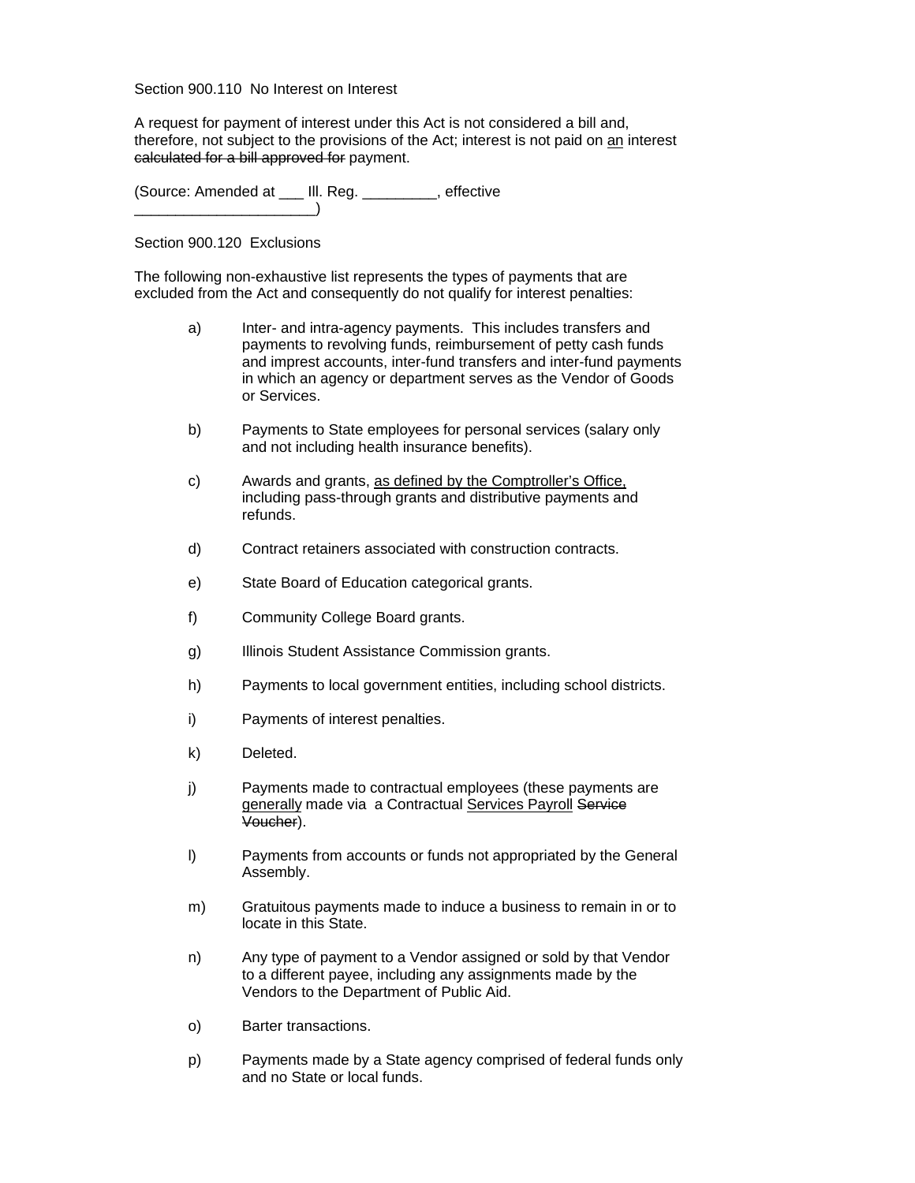Section 900.110 No Interest on Interest

A request for payment of interest under this Act is not considered a bill and, therefore, not subject to the provisions of the Act; interest is not paid on <u>an</u> interest ~~calculated for a bill approved for~~ payment.

(Source: Amended at ___ Ill. Reg. _________, effective ______________________)

Section 900.120 Exclusions

The following non-exhaustive list represents the types of payments that are excluded from the Act and consequently do not qualify for interest penalties:

a) Inter- and intra-agency payments. This includes transfers and payments to revolving funds, reimbursement of petty cash funds and impress accounts, inter-fund transfers and inter-fund payments in which an agency or department serves as the Vendor of Goods or Services.

b) Payments to State employees for personal services (salary only and not including health insurance benefits).

c) Awards and grants, <u>as defined by the Comptroller's Office,</u> including pass-through grants and distributive payments and refunds.

d) Contract retainers associated with construction contracts.

e) State Board of Education categorical grants.

f) Community College Board grants.

g) Illinois Student Assistance Commission grants.

h) Payments to local government entities, including school districts.

i) Payments of interest penalties.

k) Deleted.

j) Payments made to contractual employees (these payments are <u>generally</u> made via a Contractual <u>Services Payroll</u> ~~Service Voucher~~).

l) Payments from accounts or funds not appropriated by the General Assembly.

m) Gratuitous payments made to induce a business to remain in or to locate in this State.

n) Any type of payment to a Vendor assigned or sold by that Vendor to a different payee, including any assignments made by the Vendors to the Department of Public Aid.

o) Barter transactions.

p) Payments made by a State agency comprised of federal funds only and no State or local funds.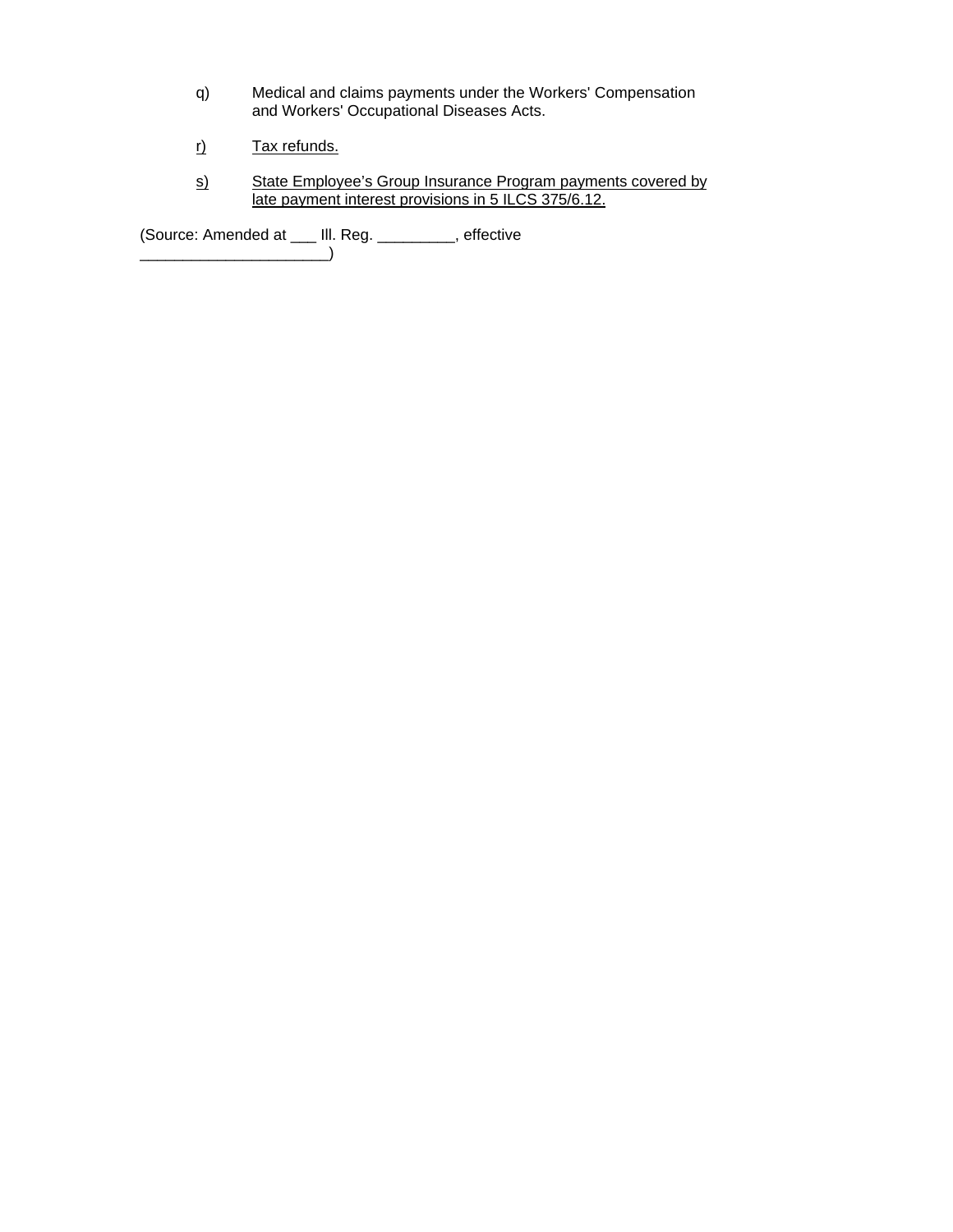q) Medical and claims payments under the Workers' Compensation and Workers' Occupational Diseases Acts.

r) Tax refunds.

s) State Employee's Group Insurance Program payments covered by late payment interest provisions in 5 ILCS 375/6.12.

(Source: Amended at ___ Ill. Reg. _________, effective ______________________)